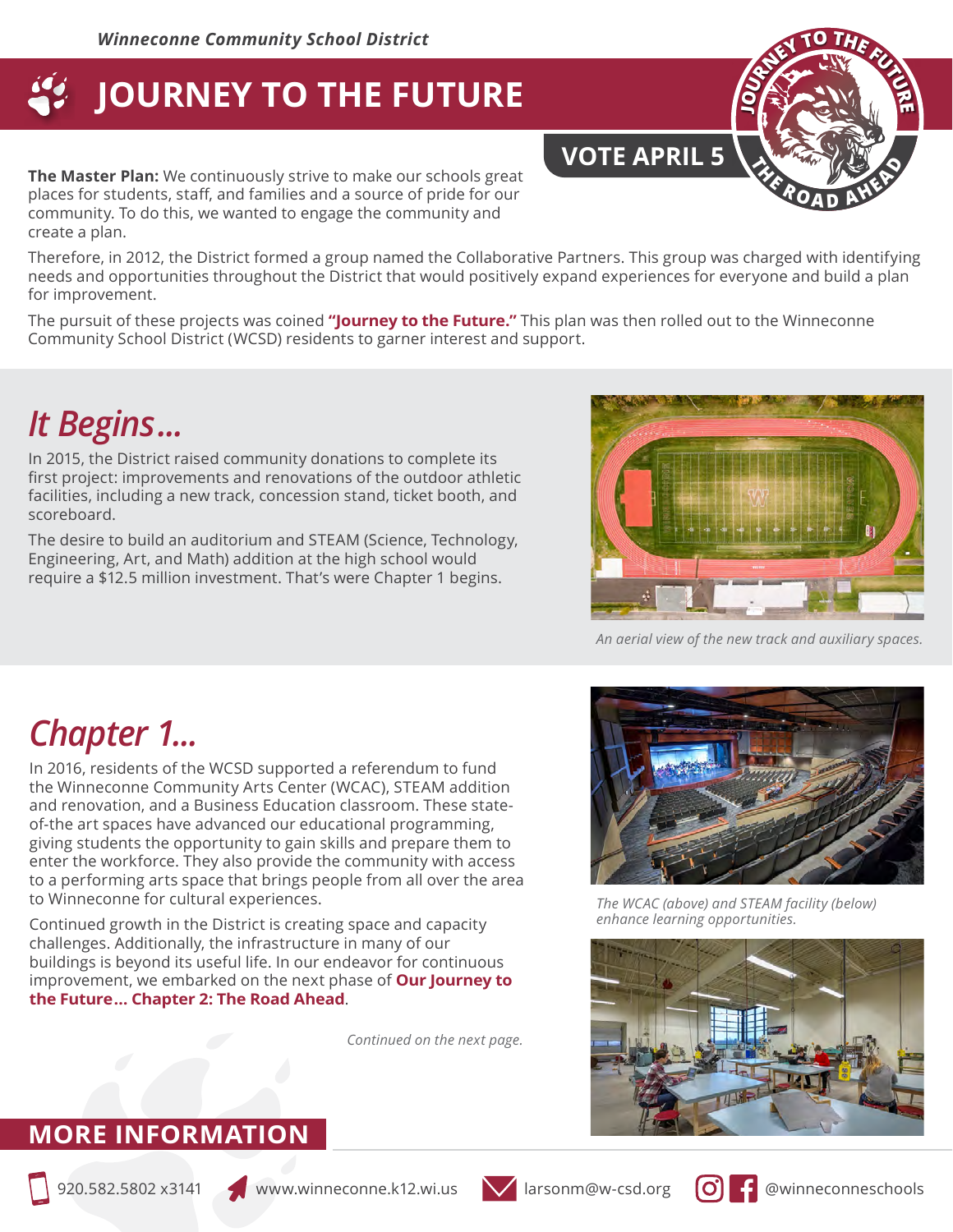*Winneconne Community School District*

# JOURNEY TO THE FUTURE

**VOTE APRIL 5**

**The Master Plan:** We continuously strive to make our schools great places for students, staff, and families and a source of pride for our community. To do this, we wanted to engage the community and create a plan.

Therefore, in 2012, the District formed a group named the Collaborative Partners. This group was charged with identifying needs and opportunities throughout the District that would positively expand experiences for everyone and build a plan for improvement.

The pursuit of these projects was coined **"Journey to the Future."** This plan was then rolled out to the Winneconne Community School District (WCSD) residents to garner interest and support.

## *It Begins...*

In 2015, the District raised community donations to complete its first project: improvements and renovations of the outdoor athletic facilities, including a new track, concession stand, ticket booth, and scoreboard.

The desire to build an auditorium and STEAM (Science, Technology, Engineering, Art, and Math) addition at the high school would require a $12.5 million investment. That's were Chapter 1 begins.

*An aerial view of the new track and auxiliary spaces.*

## *Chapter 1...*

In 2016, residents of the WCSD supported a referendum to fund the Winneconne Community Arts Center (WCAC), STEAM addition and renovation, and a Business Education classroom. These state-of-the art spaces have advanced our educational programming, giving students the opportunity to gain skills and prepare them to enter the workforce. They also provide the community with access to a performing arts space that brings people from all over the area to Winneconne for cultural experiences.

Continued growth in the District is creating space and capacity challenges. Additionally, the infrastructure in many of our buildings is beyond its useful life. In our endeavor for continuous improvement, we embarked on the next phase of **Our Journey to the Future... Chapter 2: The Road Ahead**.

*Continued on the next page.*

*The WCAC (above) and STEAM facility (below) enhance learning opportunities.*

## MORE INFORMATION

920.582.5802 x3141 | www.winneconne.k12.wi.us | larsonm@w-csd.org | @winneconneschools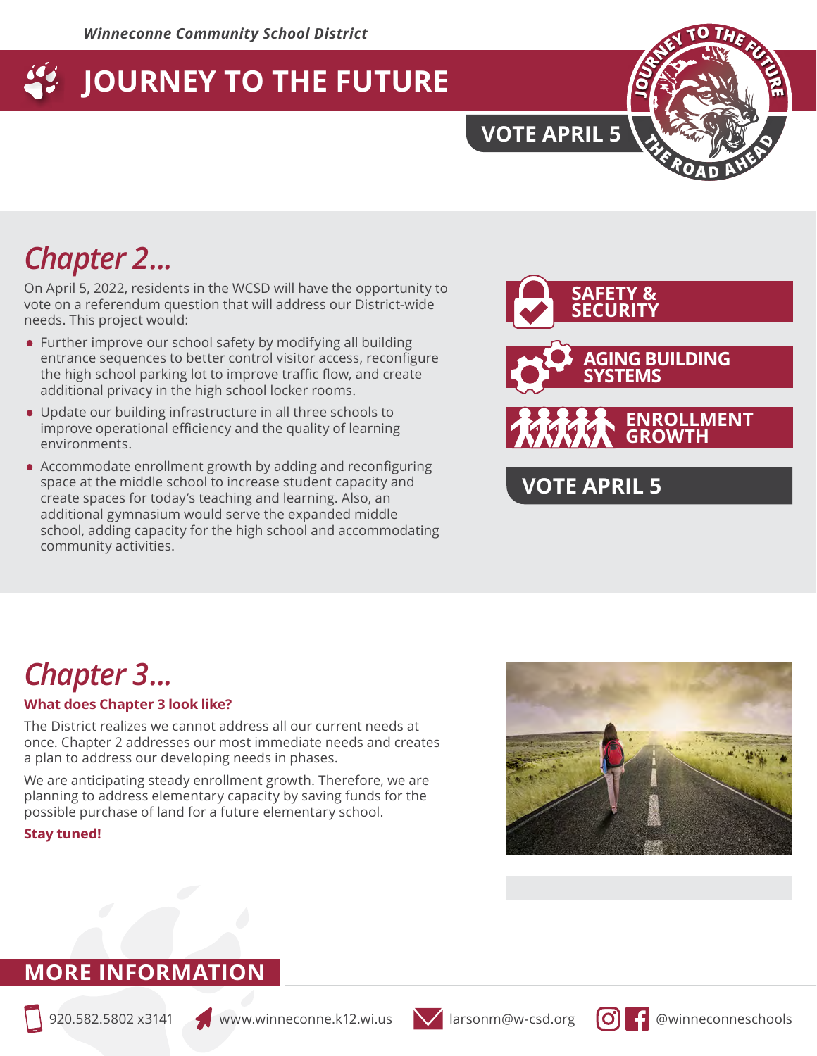*Winneconne Community School District*

# JOURNEY TO THE FUTURE

VOTE APRIL 5

## *Chapter 2...*

On April 5, 2022, residents in the WCSD will have the opportunity to vote on a referendum question that will address our District-wide needs. This project would:

- Further improve our school safety by modifying all building entrance sequences to better control visitor access, reconfigure the high school parking lot to improve traffic flow, and create additional privacy in the high school locker rooms.
- Update our building infrastructure in all three schools to improve operational efficiency and the quality of learning environments.
- Accommodate enrollment growth by adding and reconfiguring space at the middle school to increase student capacity and create spaces for today's teaching and learning. Also, an additional gymnasium would serve the expanded middle school, adding capacity for the high school and accommodating community activities.

**SAFETY & SECURITY**

**AGING BUILDING SYSTEMS**

**ENROLLMENT GROWTH**

**VOTE APRIL 5**

## *Chapter 3...*

**What does Chapter 3 look like?**

The District realizes we cannot address all our current needs at once. Chapter 2 addresses our most immediate needs and creates a plan to address our developing needs in phases.

We are anticipating steady enrollment growth. Therefore, we are planning to address elementary capacity by saving funds for the possible purchase of land for a future elementary school.

**Stay tuned!**

## MORE INFORMATION

920.582.5802 x3141 | www.winneconne.k12.wi.us | larsonm@w-csd.org | @winneconneschools